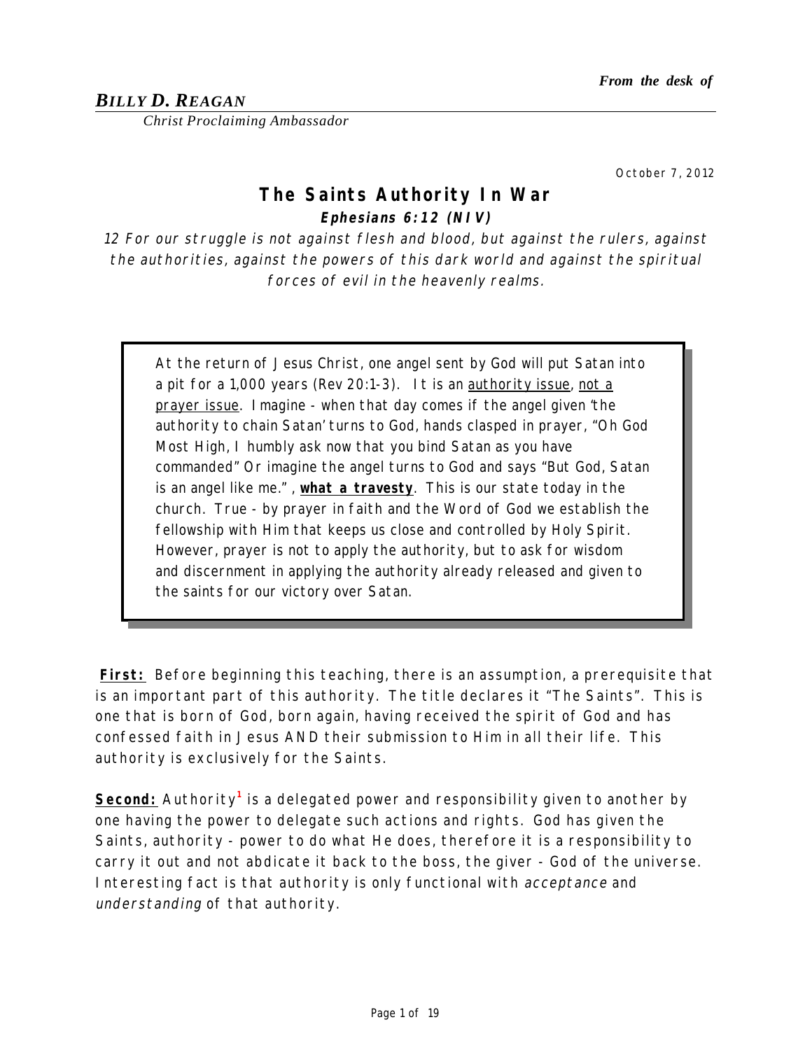*From the desk of*

***BILLY D. REAGAN***

*Christ Proclaiming Ambassador*

October 7, 2012

# The Saints Authority In War

***Ephesians 6:12 (NIV)***

*12 For our struggle is not against flesh and blood, but against the rulers, against the authorities, against the powers of this dark world and against the spiritual forces of evil in the heavenly realms.*

> At the return of Jesus Christ, one angel sent by God will put Satan into a pit for a 1,000 years (Rev 20:1-3). It is an <u>authority issue</u>, <u>not a prayer issue</u>. Imagine - when that day comes if the angel given 'the authority to chain Satan' turns to God, hands clasped in prayer, "Oh God Most High, I humbly ask now that you bind Satan as you have commanded" Or imagine the angel turns to God and says "But God, Satan is an angel like me.", <u>**what a travesty**</u>. This is our state today in the church. True - by prayer in faith and the Word of God we establish the fellowship with Him that keeps us close and controlled by Holy Spirit. However, prayer is not to apply the authority, but to ask for wisdom and discernment in applying the authority already released and given to the saints for our victory over Satan.

<u>**First:**</u> Before beginning this teaching, there is an assumption, a prerequisite that is an important part of this authority. The title declares it "The Saints". This is one that is born of God, born again, having received the spirit of God and has confessed faith in Jesus AND their submission to Him in all their life. This authority is exclusively for the Saints.

<u>**Second:**</u> Authority[1] is a delegated power and responsibility given to another by one having the power to delegate such actions and rights. God has given the Saints, authority - power to do what He does, therefore it is a responsibility to carry it out and not abdicate it back to the boss, the giver - God of the universe. Interesting fact is that authority is only functional with *acceptance* and *understanding* of that authority.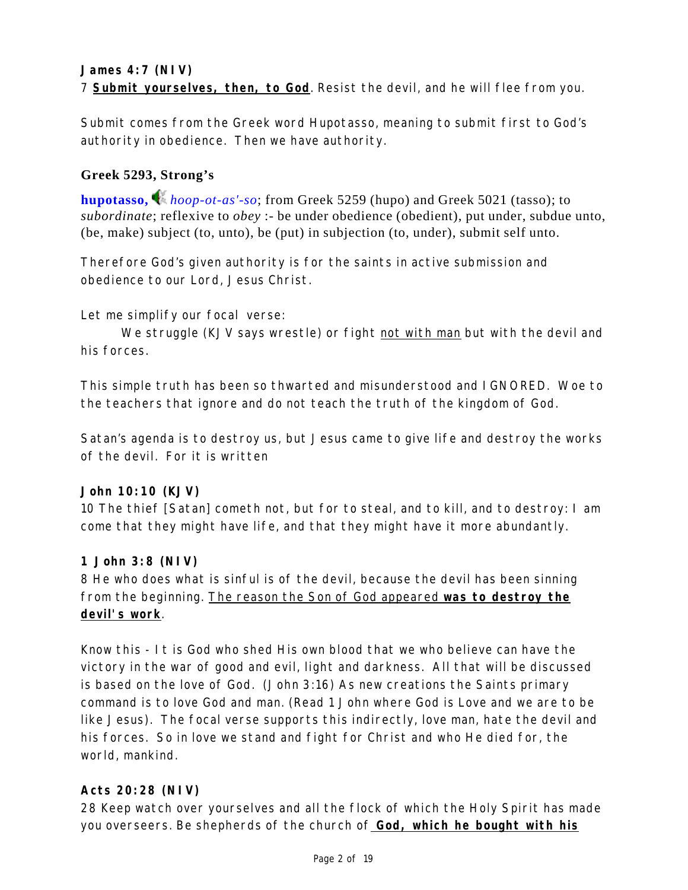**James 4:7 (NIV)**
7 **<u>Submit yourselves, then, to God</u>**. Resist the devil, and he will flee from you.

Submit comes from the Greek word Hupotasso, meaning to submit first to God's authority in obedience. Then we have authority.

**Greek 5293, Strong's**

**hupotasso,** *hoop-ot-as'-so*; from Greek 5259 (hupo) and Greek 5021 (tasso); to *subordinate*; reflexive to *obey* :- be under obedience (obedient), put under, subdue unto, (be, make) subject (to, unto), be (put) in subjection (to, under), submit self unto.

Therefore God's given authority is for the saints in active submission and obedience to our Lord, Jesus Christ.

Let me simplify our focal verse:

We struggle (KJV says wrestle) or fight <u>not with man</u> but with the devil and his forces.

This simple truth has been so thwarted and misunderstood and IGNORED. Woe to the teachers that ignore and do not teach the truth of the kingdom of God.

Satan's agenda is to destroy us, but Jesus came to give life and destroy the works of the devil. For it is written

**John 10:10 (KJV)**
10 The thief [Satan] cometh not, but for to steal, and to kill, and to destroy: I am come that they might have life, and that they might have it more abundantly.

**1 John 3:8 (NIV)**
8 He who does what is sinful is of the devil, because the devil has been sinning from the beginning. <u>The reason the Son of God appeared **was to destroy the devil's work**</u>.

Know this - It is God who shed His own blood that we who believe can have the victory in the war of good and evil, light and darkness. All that will be discussed is based on the love of God. (John 3:16) As new creations the Saints primary command is to love God and man. (Read 1 John where God is Love and we are to be like Jesus). The focal verse supports this indirectly, love man, hate the devil and his forces. So in love we stand and fight for Christ and who He died for, the world, mankind.

**Acts 20:28 (NIV)**
28 Keep watch over yourselves and all the flock of which the Holy Spirit has made you overseers. Be shepherds of the church of **<u>God, which he bought with his</u>**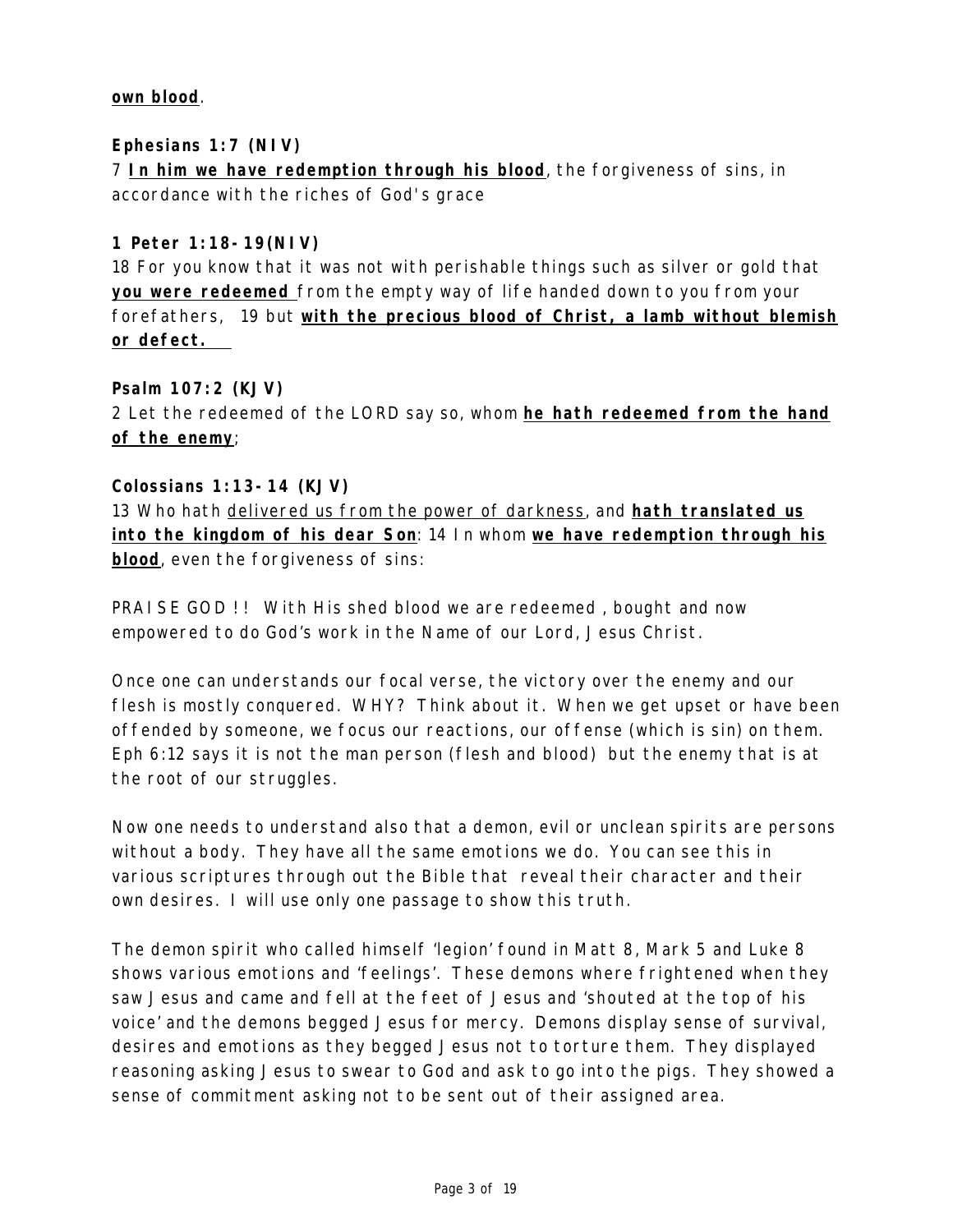**own blood**.

**Ephesians 1:7 (NIV)**
7 **In him we have redemption through his blood**, the forgiveness of sins, in accordance with the riches of God's grace

**1 Peter 1:18-19(NIV)**
18 For you know that it was not with perishable things such as silver or gold that **you were redeemed** from the empty way of life handed down to you from your forefathers, 19 but **with the precious blood of Christ, a lamb without blemish or defect.**

**Psalm 107:2 (KJV)**
2 Let the redeemed of the LORD say so, whom **he hath redeemed from the hand of the enemy**;

**Colossians 1:13-14 (KJV)**
13 Who hath delivered us from the power of darkness, and **hath translated us into the kingdom of his dear Son**: 14 In whom **we have redemption through his blood**, even the forgiveness of sins:

PRAISE GOD !! With His shed blood we are redeemed , bought and now empowered to do God's work in the Name of our Lord, Jesus Christ.

Once one can understands our focal verse, the victory over the enemy and our flesh is mostly conquered. WHY? Think about it. When we get upset or have been offended by someone, we focus our reactions, our offense (which is sin) on them. Eph 6:12 says it is not the man person (flesh and blood) but the enemy that is at the root of our struggles.

Now one needs to understand also that a demon, evil or unclean spirits are persons without a body. They have all the same emotions we do. You can see this in various scriptures through out the Bible that reveal their character and their own desires. I will use only one passage to show this truth.

The demon spirit who called himself 'legion' found in Matt 8, Mark 5 and Luke 8 shows various emotions and 'feelings'. These demons where frightened when they saw Jesus and came and fell at the feet of Jesus and 'shouted at the top of his voice' and the demons begged Jesus for mercy. Demons display sense of survival, desires and emotions as they begged Jesus not to torture them. They displayed reasoning asking Jesus to swear to God and ask to go into the pigs. They showed a sense of commitment asking not to be sent out of their assigned area.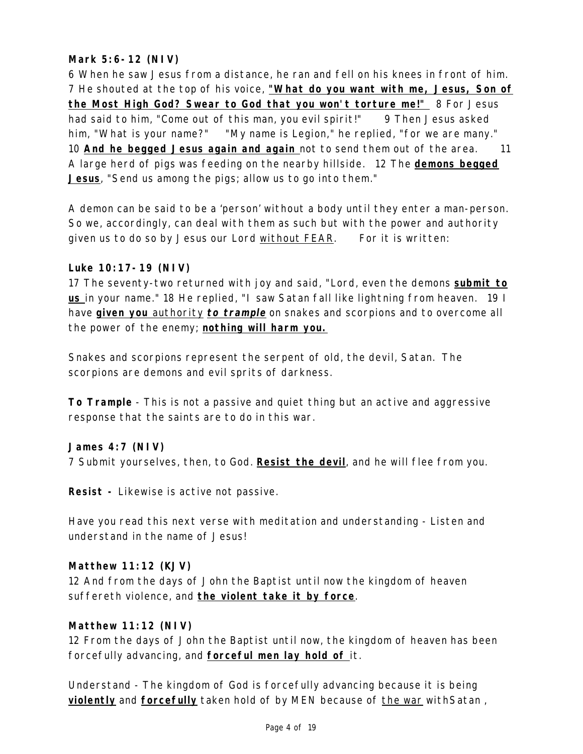**Mark 5:6-12 (NIV)**

6 When he saw Jesus from a distance, he ran and fell on his knees in front of him. 7 He shouted at the top of his voice, <u>**"What do you want with me, Jesus, Son of the Most High God? Swear to God that you won't torture me!"**</u> 8 For Jesus had said to him, "Come out of this man, you evil spirit!" 9 Then Jesus asked him, "What is your name?" "My name is Legion," he replied, "for we are many." 10 <u>**And he begged Jesus again and again**</u> not to send them out of the area. 11 A large herd of pigs was feeding on the nearby hillside. 12 The <u>**demons begged Jesus**</u>, "Send us among the pigs; allow us to go into them."

A demon can be said to be a 'person' without a body until they enter a man-person. So we, accordingly, can deal with them as such but with the power and authority given us to do so by Jesus our Lord <u>without FEAR</u>. For it is written:

**Luke 10:17-19 (NIV)**

17 The seventy-two returned with joy and said, "Lord, even the demons <u>**submit to us**</u> in your name." 18 He replied, "I saw Satan fall like lightning from heaven. 19 I have <u>**given you** authority</u> <u>***to trample***</u> on snakes and scorpions and to overcome all the power of the enemy; <u>**nothing will harm you.**</u>

Snakes and scorpions represent the serpent of old, the devil, Satan. The scorpions are demons and evil sprits of darkness.

**To Trample** - This is not a passive and quiet thing but an active and aggressive response that the saints are to do in this war.

**James 4:7 (NIV)**

7 Submit yourselves, then, to God. <u>**Resist the devil**</u>, and he will flee from you.

**Resist -** Likewise is active not passive.

Have you read this next verse with meditation and understanding - Listen and understand in the name of Jesus!

**Matthew 11:12 (KJV)**

12 And from the days of John the Baptist until now the kingdom of heaven suffereth violence, and <u>**the violent take it by force**</u>.

**Matthew 11:12 (NIV)**

12 From the days of John the Baptist until now, the kingdom of heaven has been forcefully advancing, and <u>**forceful men lay hold of**</u> it.

Understand - The kingdom of God is forcefully advancing because it is being <u>**violently**</u> and <u>**forcefully**</u> taken hold of by MEN because of <u>the war</u> withSatan ,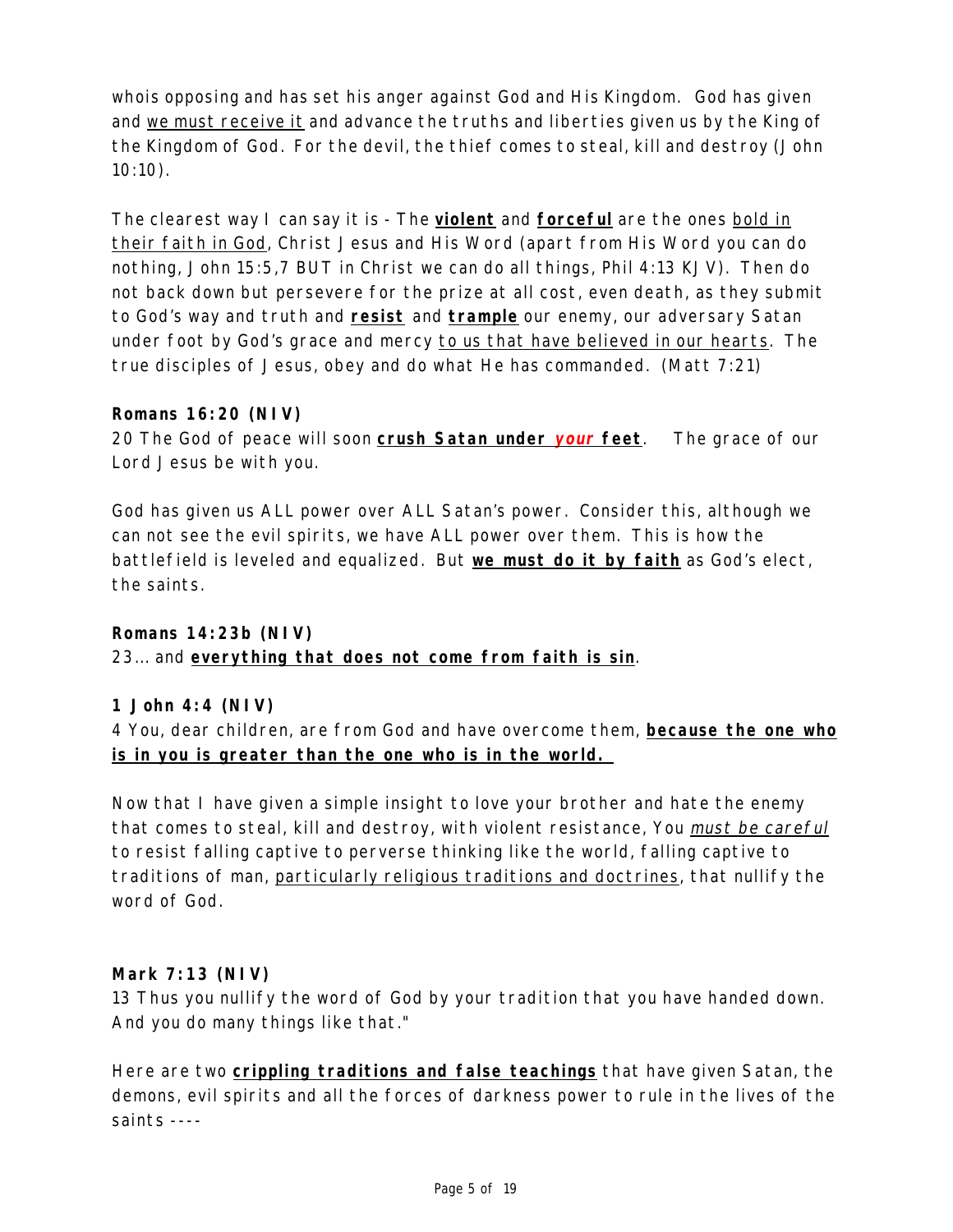whois opposing and has set his anger against God and His Kingdom. God has given and <u>we must receive it</u> and advance the truths and liberties given us by the King of the Kingdom of God. For the devil, the thief comes to steal, kill and destroy (John 10:10).

The clearest way I can say it is - The <u>**violent**</u> and <u>**forceful**</u> are the ones <u>bold in their faith in God</u>, Christ Jesus and His Word (apart from His Word you can do nothing, John 15:5,7 BUT in Christ we can do all things, Phil 4:13 KJV). Then do not back down but persevere for the prize at all cost, even death, as they submit to God's way and truth and <u>**resist**</u> and <u>**trample**</u> our enemy, our adversary Satan under foot by God's grace and mercy <u>to us that have believed in our hearts</u>. The true disciples of Jesus, obey and do what He has commanded. (Matt 7:21)

**Romans 16:20 (NIV)**
20 The God of peace will soon <u>**crush Satan under *your* feet**</u>. The grace of our Lord Jesus be with you.

God has given us ALL power over ALL Satan's power. Consider this, although we can not see the evil spirits, we have ALL power over them. This is how the battlefield is leveled and equalized. But <u>**we must do it by faith**</u> as God's elect, the saints.

**Romans 14:23b (NIV)**
23… and <u>**everything that does not come from faith is sin**</u>.

**1 John 4:4 (NIV)**
4 You, dear children, are from God and have overcome them, <u>**because the one who is in you is greater than the one who is in the world.**</u>

Now that I have given a simple insight to love your brother and hate the enemy that comes to steal, kill and destroy, with violent resistance, You <u>*must be careful*</u> to resist falling captive to perverse thinking like the world, falling captive to traditions of man, <u>particularly religious traditions and doctrines</u>, that nullify the word of God.

**Mark 7:13 (NIV)**
13 Thus you nullify the word of God by your tradition that you have handed down. And you do many things like that."

Here are two <u>**crippling traditions and false teachings**</u> that have given Satan, the demons, evil spirits and all the forces of darkness power to rule in the lives of the saints ----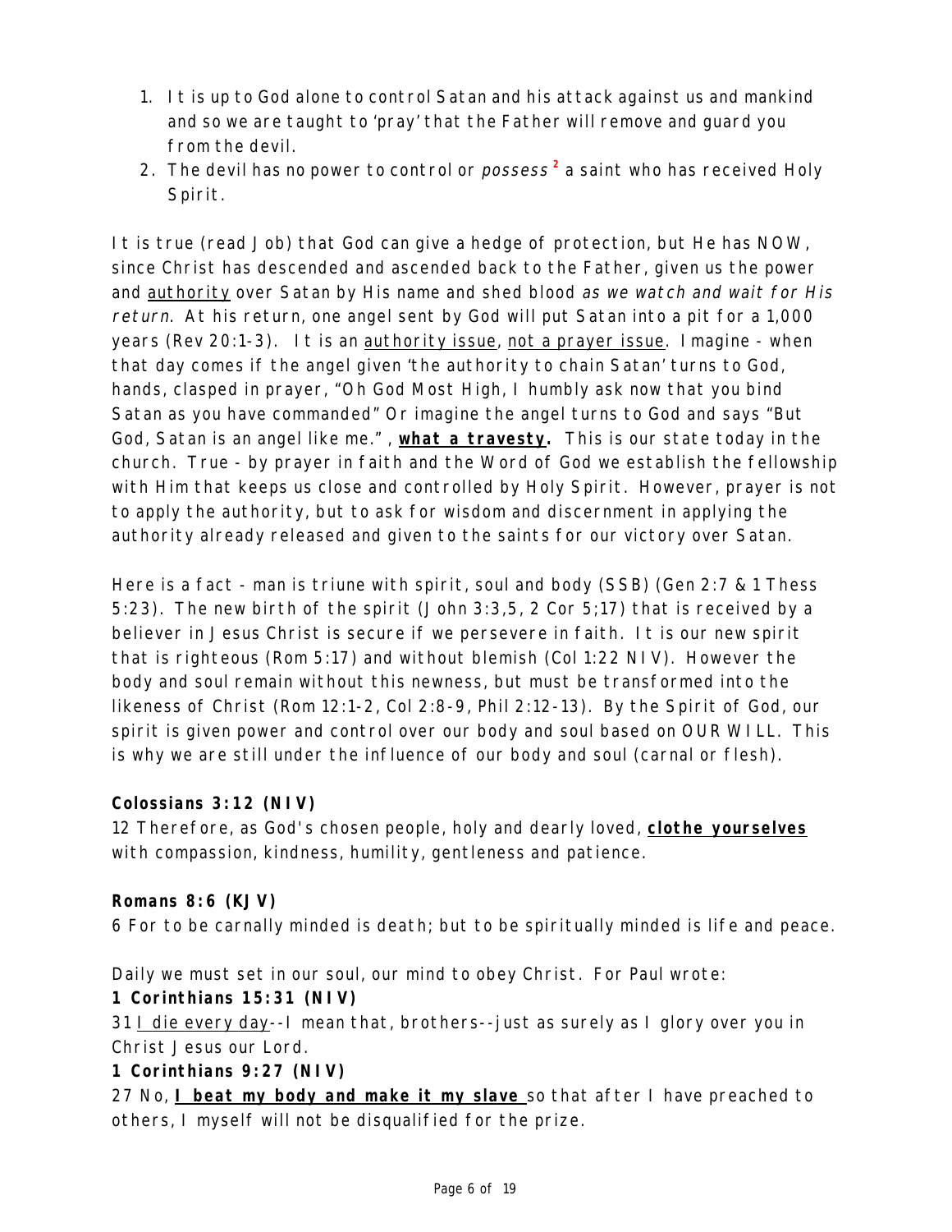1. It is up to God alone to control Satan and his attack against us and mankind and so we are taught to 'pray' that the Father will remove and guard you from the devil.
2. The devil has no power to control or *possess*[2] a saint who has received Holy Spirit.

It is true (read Job) that God can give a hedge of protection, but He has NOW, since Christ has descended and ascended back to the Father, given us the power and <u>authority</u> over Satan by His name and shed blood *as we watch and wait for His return*. At his return, one angel sent by God will put Satan into a pit for a 1,000 years (Rev 20:1-3). It is an <u>authority issue</u>, <u>not a prayer issue</u>. Imagine - when that day comes if the angel given 'the authority to chain Satan' turns to God, hands, clasped in prayer, "Oh God Most High, I humbly ask now that you bind Satan as you have commanded" Or imagine the angel turns to God and says "But God, Satan is an angel like me.", **<u>what a travesty</u>.** This is our state today in the church. True - by prayer in faith and the Word of God we establish the fellowship with Him that keeps us close and controlled by Holy Spirit. However, prayer is not to apply the authority, but to ask for wisdom and discernment in applying the authority already released and given to the saints for our victory over Satan.

Here is a fact - man is triune with spirit, soul and body (SSB) (Gen 2:7 & 1 Thess 5:23). The new birth of the spirit (John 3:3,5, 2 Cor 5;17) that is received by a believer in Jesus Christ is secure if we persevere in faith. It is our new spirit that is righteous (Rom 5:17) and without blemish (Col 1:22 NIV). However the body and soul remain without this newness, but must be transformed into the likeness of Christ (Rom 12:1-2, Col 2:8-9, Phil 2:12-13). By the Spirit of God, our spirit is given power and control over our body and soul based on OUR WILL. This is why we are still under the influence of our body and soul (carnal or flesh).

**Colossians 3:12 (NIV)**
12 Therefore, as God's chosen people, holy and dearly loved, **<u>clothe yourselves</u>** with compassion, kindness, humility, gentleness and patience.

**Romans 8:6 (KJV)**
6 For to be carnally minded is death; but to be spiritually minded is life and peace.

Daily we must set in our soul, our mind to obey Christ. For Paul wrote:
**1 Corinthians 15:31 (NIV)**
31 <u>I die every day</u>--I mean that, brothers--just as surely as I glory over you in Christ Jesus our Lord.
**1 Corinthians 9:27 (NIV)**
27 No, **<u>I beat my body and make it my slave</u>** so that after I have preached to others, I myself will not be disqualified for the prize.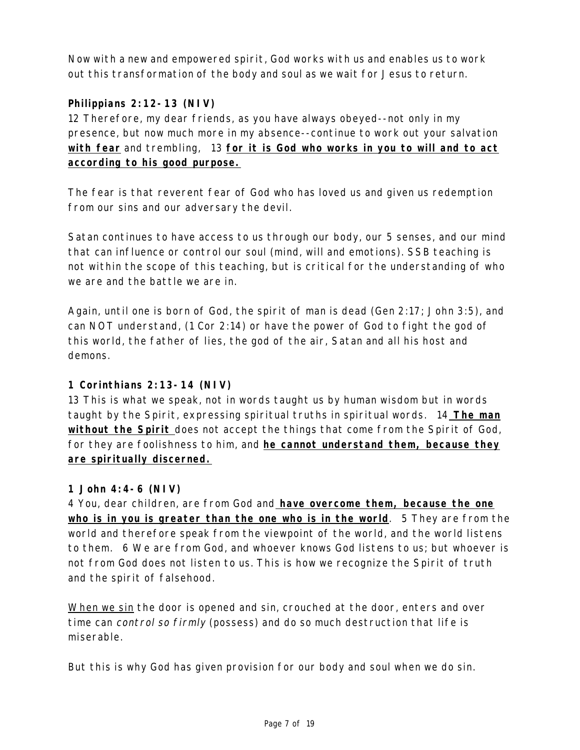Now with a new and empowered spirit, God works with us and enables us to work out this transformation of the body and soul as we wait for Jesus to return.

**Philippians 2:12-13 (NIV)**
12 Therefore, my dear friends, as you have always obeyed--not only in my presence, but now much more in my absence--continue to work out your salvation <u>**with fear**</u> and trembling, 13 <u>**for it is God who works in you to will and to act according to his good purpose.**</u>

The fear is that reverent fear of God who has loved us and given us redemption from our sins and our adversary the devil.

Satan continues to have access to us through our body, our 5 senses, and our mind that can influence or control our soul (mind, will and emotions). SSB teaching is not within the scope of this teaching, but is critical for the understanding of who we are and the battle we are in.

Again, until one is born of God, the spirit of man is dead (Gen 2:17; John 3:5), and can NOT understand, (1 Cor 2:14) or have the power of God to fight the god of this world, the father of lies, the god of the air, Satan and all his host and demons.

**1 Corinthians 2:13-14 (NIV)**
13 This is what we speak, not in words taught us by human wisdom but in words taught by the Spirit, expressing spiritual truths in spiritual words. 14 <u>**The man without the Spirit**</u> does not accept the things that come from the Spirit of God, for they are foolishness to him, and <u>**he cannot understand them, because they are spiritually discerned.**</u>

**1 John 4:4-6 (NIV)**
4 You, dear children, are from God and <u>**have overcome them, because the one who is in you is greater than the one who is in the world**</u>. 5 They are from the world and therefore speak from the viewpoint of the world, and the world listens to them. 6 We are from God, and whoever knows God listens to us; but whoever is not from God does not listen to us. This is how we recognize the Spirit of truth and the spirit of falsehood.

<u>When we sin</u> the door is opened and sin, crouched at the door, enters and over time can *control so firmly* (possess) and do so much destruction that life is miserable.

But this is why God has given provision for our body and soul when we do sin.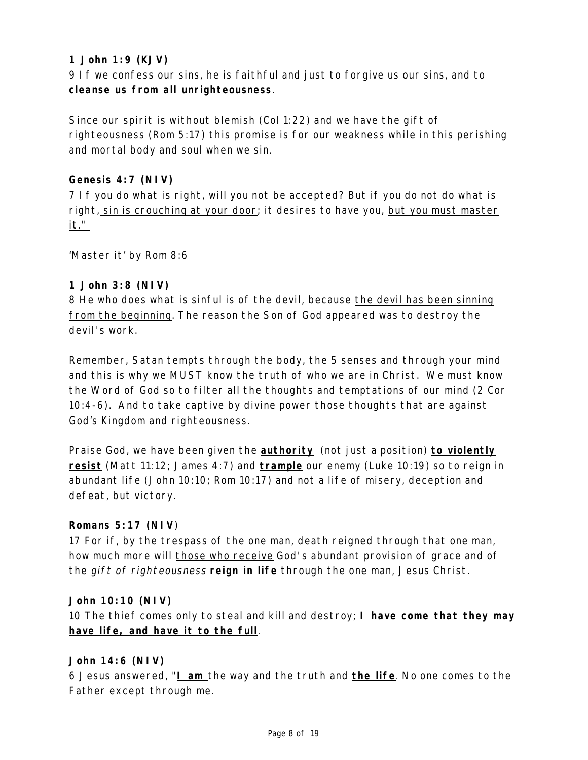**1 John 1:9 (KJV)**
9 If we confess our sins, he is faithful and just to forgive us our sins, and to **cleanse us from all unrighteousness**.

Since our spirit is without blemish (Col 1:22) and we have the gift of righteousness (Rom 5:17) this promise is for our weakness while in this perishing and mortal body and soul when we sin.

**Genesis 4:7 (NIV)**
7 If you do what is right, will you not be accepted? But if you do not do what is right, sin is crouching at your door; it desires to have you, but you must master it."

'Master it' by Rom 8:6

**1 John 3:8 (NIV)**
8 He who does what is sinful is of the devil, because the devil has been sinning from the beginning. The reason the Son of God appeared was to destroy the devil's work.

Remember, Satan tempts through the body, the 5 senses and through your mind and this is why we MUST know the truth of who we are in Christ. We must know the Word of God so to filter all the thoughts and temptations of our mind (2 Cor 10:4-6). And to take captive by divine power those thoughts that are against God's Kingdom and righteousness.

Praise God, we have been given the **authority** (not just a position) **to violently resist** (Matt 11:12; James 4:7) and **trample** our enemy (Luke 10:19) so to reign in abundant life (John 10:10; Rom 10:17) and not a life of misery, deception and defeat, but victory.

**Romans 5:17 (NIV)**
17 For if, by the trespass of the one man, death reigned through that one man, how much more will those who receive God's abundant provision of grace and of the *gift of righteousness* **reign in life** through the one man, Jesus Christ.

**John 10:10 (NIV)**
10 The thief comes only to steal and kill and destroy; **I have come that they may have life, and have it to the full**.

**John 14:6 (NIV)**
6 Jesus answered, "**I am** the way and the truth and **the life**. No one comes to the Father except through me.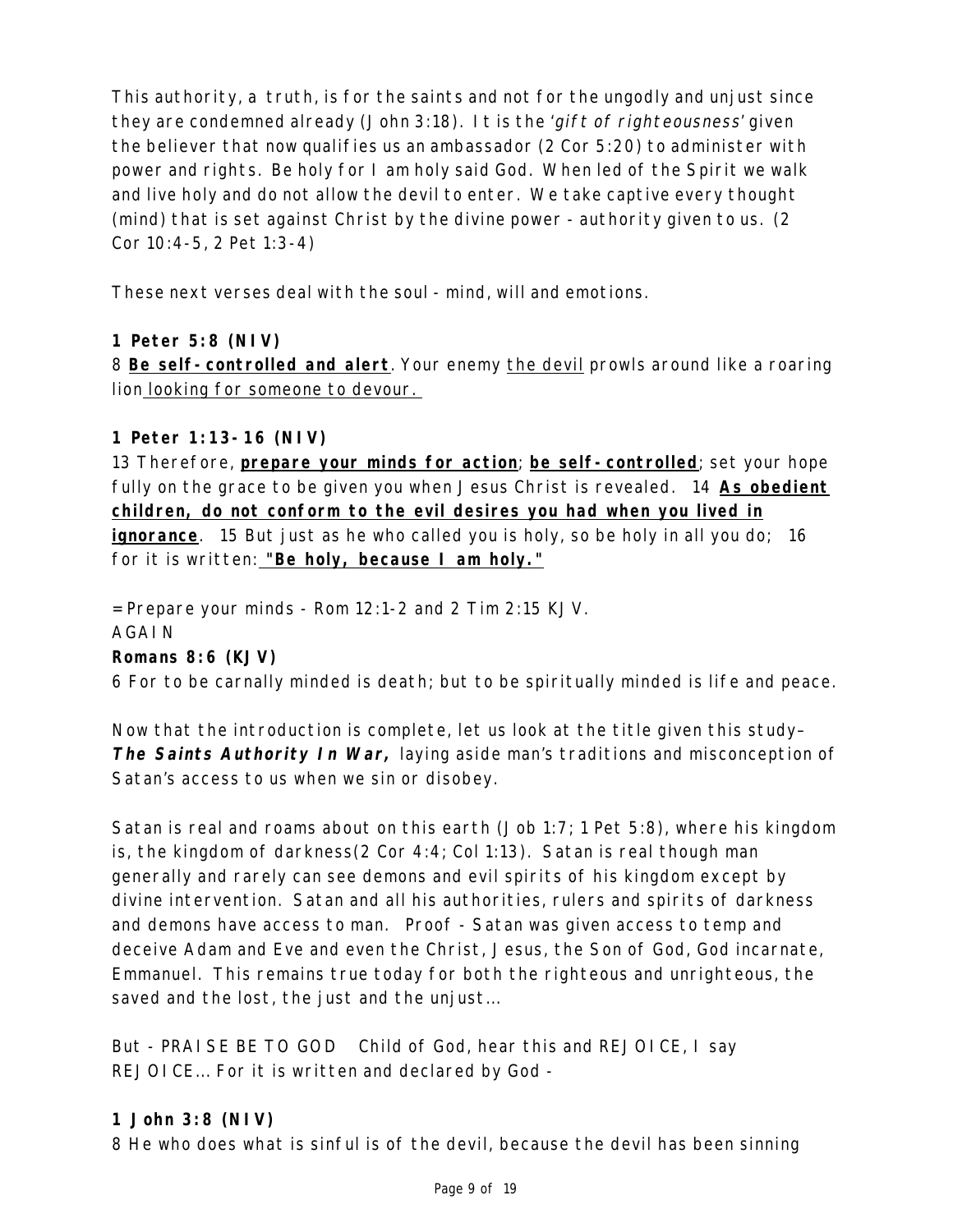This authority, a truth, is for the saints and not for the ungodly and unjust since they are condemned already (John 3:18). It is the '*gift of righteousness*' given the believer that now qualifies us an ambassador (2 Cor 5:20) to administer with power and rights. Be holy for I am holy said God. When led of the Spirit we walk and live holy and do not allow the devil to enter. We take captive every thought (mind) that is set against Christ by the divine power - authority given to us. (2 Cor 10:4-5, 2 Pet 1:3-4)

These next verses deal with the soul - mind, will and emotions.

**1 Peter 5:8 (NIV)**
8 **Be self-controlled and alert**. Your enemy the devil prowls around like a roaring lion looking for someone to devour.

**1 Peter 1:13-16 (NIV)**
13 Therefore, **prepare your minds for action**; **be self-controlled**; set your hope fully on the grace to be given you when Jesus Christ is revealed. 14 **As obedient children, do not conform to the evil desires you had when you lived in ignorance**. 15 But just as he who called you is holy, so be holy in all you do; 16 for it is written: **"Be holy, because I am holy."**

= Prepare your minds - Rom 12:1-2 and 2 Tim 2:15 KJV.
AGAIN
**Romans 8:6 (KJV)**
6 For to be carnally minded is death; but to be spiritually minded is life and peace.

Now that the introduction is complete, let us look at the title given this study– ***The Saints Authority In War,*** laying aside man's traditions and misconception of Satan's access to us when we sin or disobey.

Satan is real and roams about on this earth (Job 1:7; 1 Pet 5:8), where his kingdom is, the kingdom of darkness(2 Cor 4:4; Col 1:13). Satan is real though man generally and rarely can see demons and evil spirits of his kingdom except by divine intervention. Satan and all his authorities, rulers and spirits of darkness and demons have access to man. Proof - Satan was given access to temp and deceive Adam and Eve and even the Christ, Jesus, the Son of God, God incarnate, Emmanuel. This remains true today for both the righteous and unrighteous, the saved and the lost, the just and the unjust…

But - PRAISE BE TO GOD Child of God, hear this and REJOICE, I say REJOICE… For it is written and declared by God -

**1 John 3:8 (NIV)**
8 He who does what is sinful is of the devil, because the devil has been sinning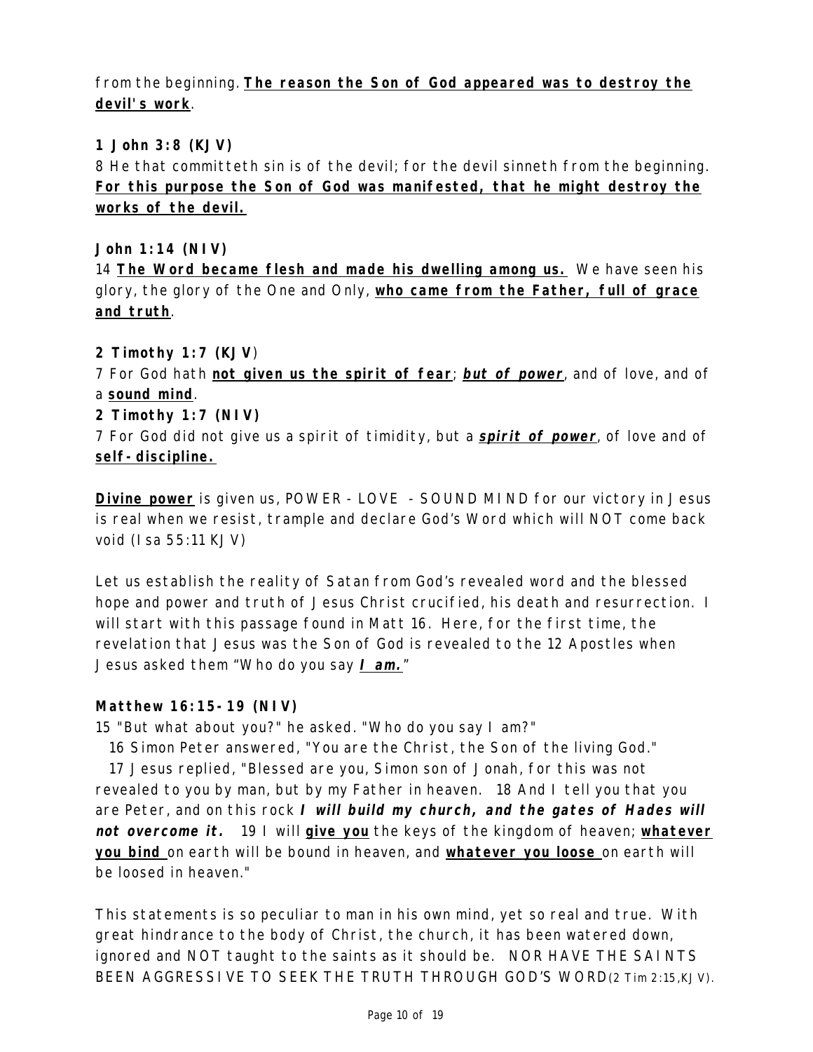from the beginning. **<u>The reason the Son of God appeared was to destroy the devil's work</u>**.

**1 John 3:8 (KJV)**
8 He that committeth sin is of the devil; for the devil sinneth from the beginning. **<u>For this purpose the Son of God was manifested, that he might destroy the works of the devil.</u>**

**John 1:14 (NIV)**
14 **<u>The Word became flesh and made his dwelling among us.</u>** We have seen his glory, the glory of the One and Only, **<u>who came from the Father, full of grace and truth</u>**.

**2 Timothy 1:7 (KJV)**
7 For God hath **<u>not given us the spirit of fear</u>**; ***<u>but of power</u>***, and of love, and of a **<u>sound mind</u>**.
**2 Timothy 1:7 (NIV)**
7 For God did not give us a spirit of timidity, but a ***<u>spirit of power</u>***, of love and of **<u>self-discipline.</u>**

**<u>Divine power</u>** is given us, POWER - LOVE - SOUND MIND for our victory in Jesus is real when we resist, trample and declare God's Word which will NOT come back void (Isa 55:11 KJV)

Let us establish the reality of Satan from God's revealed word and the blessed hope and power and truth of Jesus Christ crucified, his death and resurrection. I will start with this passage found in Matt 16. Here, for the first time, the revelation that Jesus was the Son of God is revealed to the 12 Apostles when Jesus asked them "Who do you say ***<u>I am.</u>***"

**Matthew 16:15-19 (NIV)**
15 "But what about you?" he asked. "Who do you say I am?"
16 Simon Peter answered, "You are the Christ, the Son of the living God."
17 Jesus replied, "Blessed are you, Simon son of Jonah, for this was not revealed to you by man, but by my Father in heaven. 18 And I tell you that you are Peter, and on this rock ***I will build my church, and the gates of Hades will not overcome it.*** 19 I will **<u>give you</u>** the keys of the kingdom of heaven; **<u>whatever you bind</u>** on earth will be bound in heaven, and **<u>whatever you loose</u>** on earth will be loosed in heaven."

This statements is so peculiar to man in his own mind, yet so real and true. With great hindrance to the body of Christ, the church, it has been watered down, ignored and NOT taught to the saints as it should be. NOR HAVE THE SAINTS BEEN AGGRESSIVE TO SEEK THE TRUTH THROUGH GOD'S WORD(2 Tim 2:15,KJV).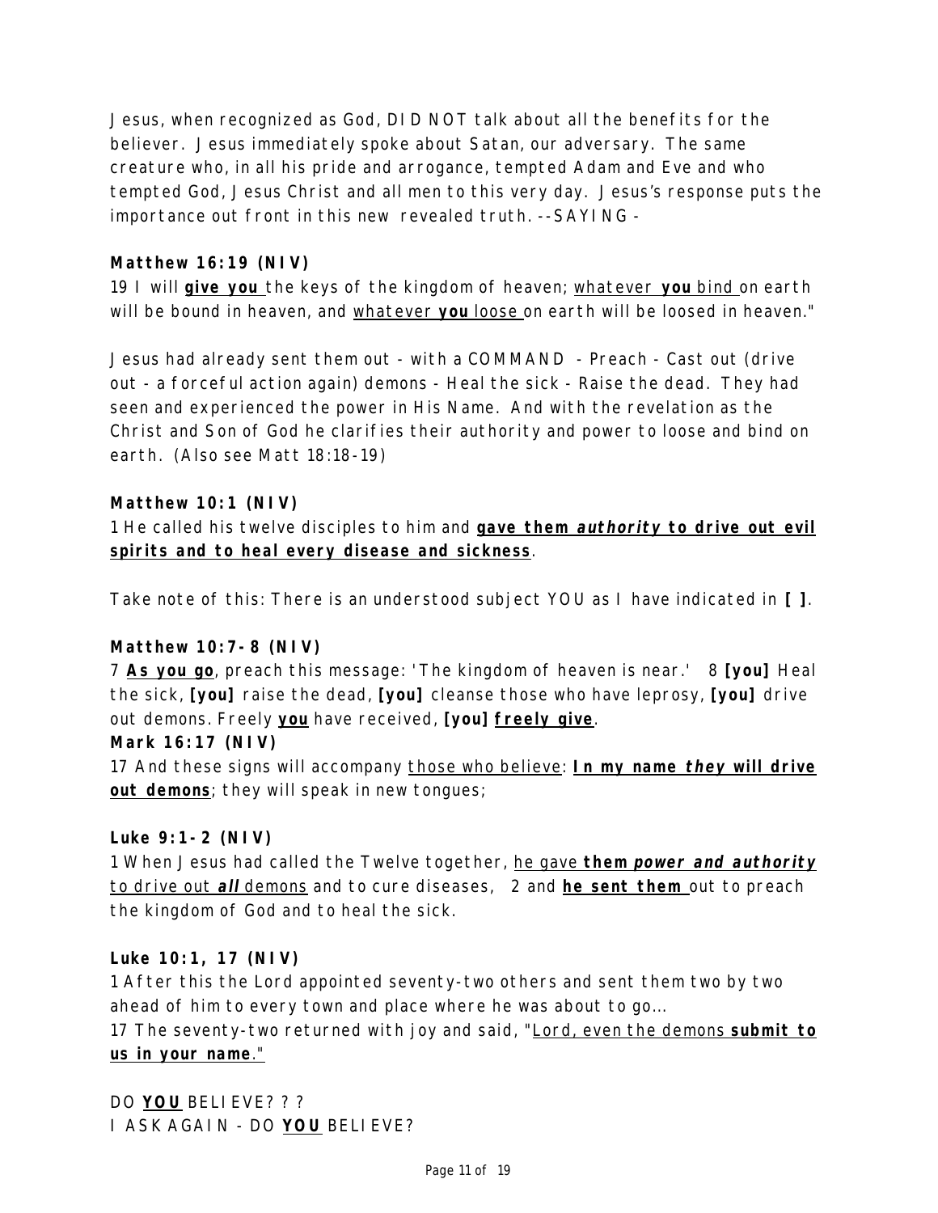Jesus, when recognized as God, DID NOT talk about all the benefits for the believer. Jesus immediately spoke about Satan, our adversary. The same creature who, in all his pride and arrogance, tempted Adam and Eve and who tempted God, Jesus Christ and all men to this very day. Jesus's response puts the importance out front in this new revealed truth. --SAYING-

**Matthew 16:19 (NIV)**
19 I will **give you** the keys of the kingdom of heaven; whatever **you** bind on earth will be bound in heaven, and whatever **you** loose on earth will be loosed in heaven."

Jesus had already sent them out - with a COMMAND - Preach - Cast out (drive out - a forceful action again) demons - Heal the sick - Raise the dead. They had seen and experienced the power in His Name. And with the revelation as the Christ and Son of God he clarifies their authority and power to loose and bind on earth. (Also see Matt 18:18-19)

**Matthew 10:1 (NIV)**
1 He called his twelve disciples to him and **gave them *authority* to drive out evil spirits and to heal every disease and sickness**.

Take note of this: There is an understood subject YOU as I have indicated in **[ ]**.

**Matthew 10:7-8 (NIV)**
7 **As you go**, preach this message: 'The kingdom of heaven is near.' 8 **[you]** Heal the sick, **[you]** raise the dead, **[you]** cleanse those who have leprosy, **[you]** drive out demons. Freely **you** have received, **[you] freely give**.

**Mark 16:17 (NIV)**
17 And these signs will accompany those who believe: **In my name *they* will drive out demons**; they will speak in new tongues;

**Luke 9:1-2 (NIV)**
1 When Jesus had called the Twelve together, he gave **them *power and authority*** to drive out ***all*** demons and to cure diseases, 2 and **he sent them** out to preach the kingdom of God and to heal the sick.

**Luke 10:1, 17 (NIV)**
1 After this the Lord appointed seventy-two others and sent them two by two ahead of him to every town and place where he was about to go...
17 The seventy-two returned with joy and said, "Lord, even the demons **submit to us in your name**."

DO **YOU** BELIEVE? ? ?
I ASK AGAIN - DO **YOU** BELIEVE?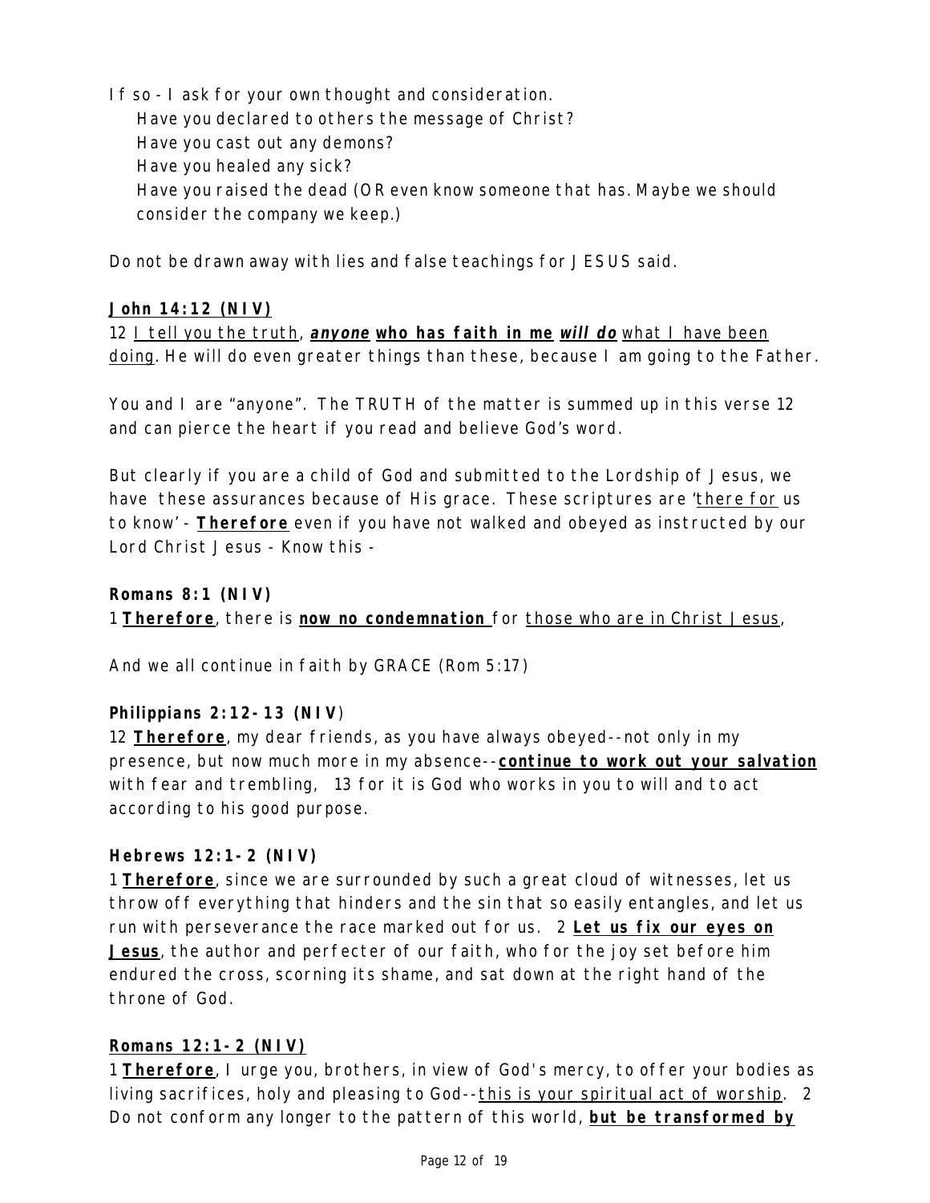If so - I ask for your own thought and consideration.

Have you declared to others the message of Christ?
Have you cast out any demons?
Have you healed any sick?
Have you raised the dead (OR even know someone that has. Maybe we should consider the company we keep.)

Do not be drawn away with lies and false teachings for JESUS said.

**John 14:12 (NIV)**

12 I tell you the truth, ***anyone* who has faith in me *will do*** what I have been doing. He will do even greater things than these, because I am going to the Father.

You and I are "anyone". The TRUTH of the matter is summed up in this verse 12 and can pierce the heart if you read and believe God's word.

But clearly if you are a child of God and submitted to the Lordship of Jesus, we have these assurances because of His grace. These scriptures are 'there for us to know' - **Therefore** even if you have not walked and obeyed as instructed by our Lord Christ Jesus - Know this -

**Romans 8:1 (NIV)**

1 **Therefore**, there is **now no condemnation** for those who are in Christ Jesus,

And we all continue in faith by GRACE (Rom 5:17)

**Philippians 2:12-13 (NIV)**

12 **Therefore**, my dear friends, as you have always obeyed--not only in my presence, but now much more in my absence--**continue to work out your salvation** with fear and trembling, 13 for it is God who works in you to will and to act according to his good purpose.

**Hebrews 12:1-2 (NIV)**

1 **Therefore**, since we are surrounded by such a great cloud of witnesses, let us throw off everything that hinders and the sin that so easily entangles, and let us run with perseverance the race marked out for us. 2 **Let us fix our eyes on Jesus**, the author and perfecter of our faith, who for the joy set before him endured the cross, scorning its shame, and sat down at the right hand of the throne of God.

**Romans 12:1-2 (NIV)**

1 **Therefore**, I urge you, brothers, in view of God's mercy, to offer your bodies as living sacrifices, holy and pleasing to God--this is your spiritual act of worship. 2 Do not conform any longer to the pattern of this world, **but be transformed by**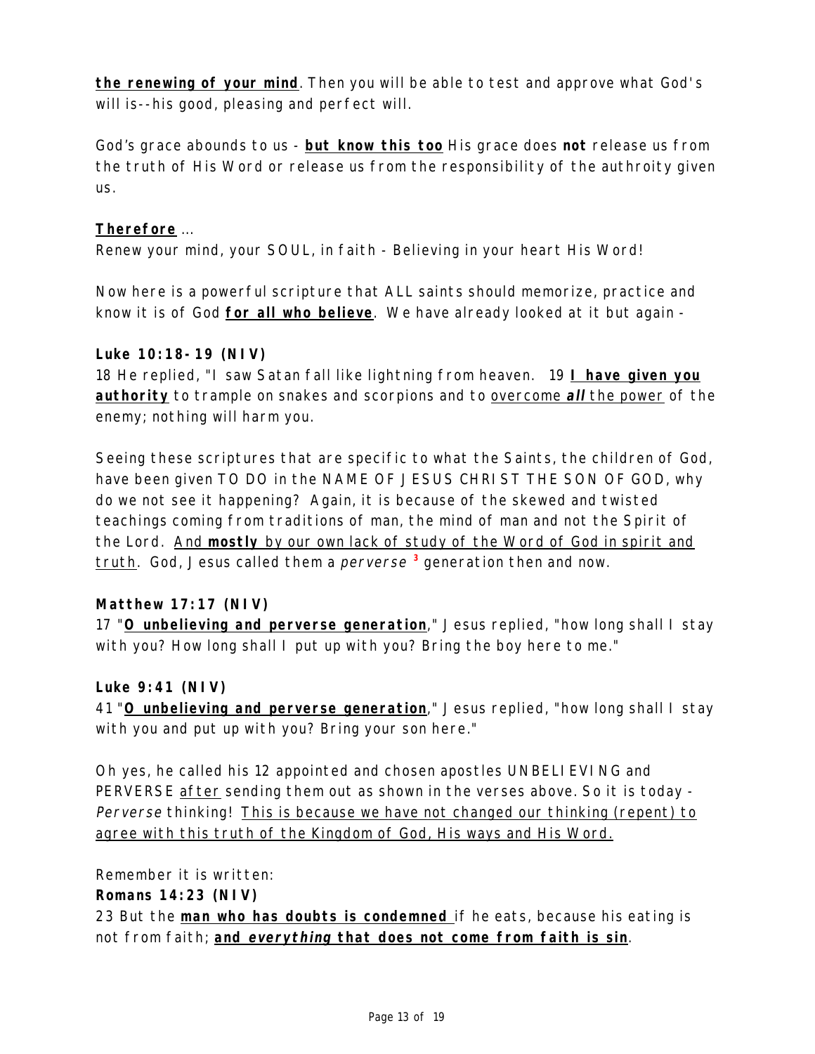**the renewing of your mind**. Then you will be able to test and approve what God's will is--his good, pleasing and perfect will.

God's grace abounds to us - **but know this too** His grace does **not** release us from the truth of His Word or release us from the responsibility of the authroity given us.

**Therefore** ...
Renew your mind, your SOUL, in faith - Believing in your heart His Word!

Now here is a powerful scripture that ALL saints should memorize, practice and know it is of God **for all who believe**. We have already looked at it but again -

**Luke 10:18-19 (NIV)**
18 He replied, "I saw Satan fall like lightning from heaven. 19 **I have given you authority** to trample on snakes and scorpions and to overcome ***all*** the power of the enemy; nothing will harm you.

Seeing these scriptures that are specific to what the Saints, the children of God, have been given TO DO in the NAME OF JESUS CHRIST THE SON OF GOD, why do we not see it happening? Again, it is because of the skewed and twisted teachings coming from traditions of man, the mind of man and not the Spirit of the Lord. And **mostly** by our own lack of study of the Word of God in spirit and truth. God, Jesus called them a *perverse* [3] generation then and now.

**Matthew 17:17 (NIV)**
17 "**O unbelieving and perverse generation**," Jesus replied, "how long shall I stay with you? How long shall I put up with you? Bring the boy here to me."

**Luke 9:41 (NIV)**
41 "**O unbelieving and perverse generation**," Jesus replied, "how long shall I stay with you and put up with you? Bring your son here."

Oh yes, he called his 12 appointed and chosen apostles UNBELIEVING and PERVERSE after sending them out as shown in the verses above. So it is today - *Perverse* thinking! This is because we have not changed our thinking (repent) to agree with this truth of the Kingdom of God, His ways and His Word.

Remember it is written:
**Romans 14:23 (NIV)**
23 But the **man who has doubts is condemned** if he eats, because his eating is not from faith; **and *everything* that does not come from faith is sin**.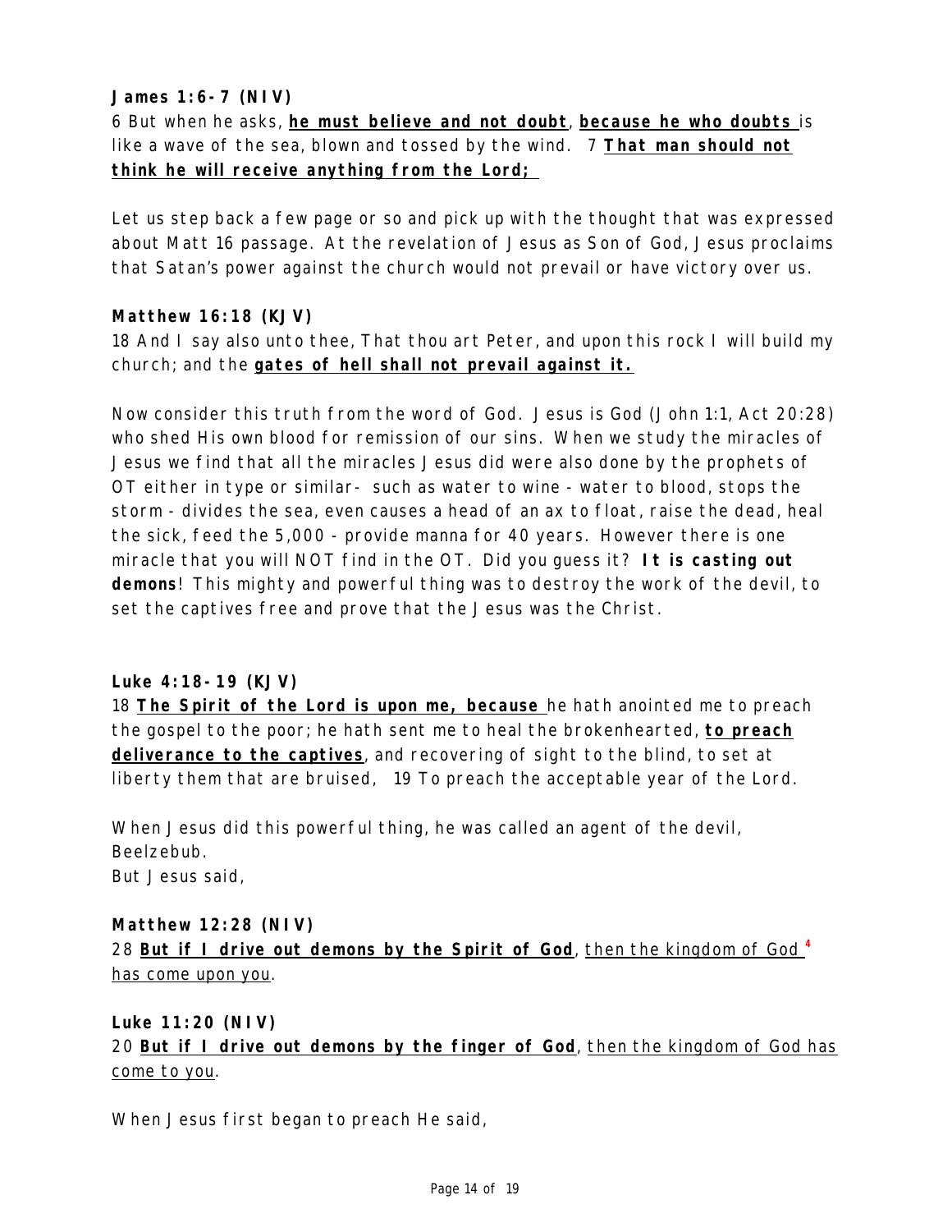**James 1:6-7 (NIV)**
6 But when he asks, **he must believe and not doubt**, **because he who doubts** is like a wave of the sea, blown and tossed by the wind. 7 **That man should not think he will receive anything from the Lord;**

Let us step back a few page or so and pick up with the thought that was expressed about Matt 16 passage. At the revelation of Jesus as Son of God, Jesus proclaims that Satan's power against the church would not prevail or have victory over us.

**Matthew 16:18 (KJV)**
18 And I say also unto thee, That thou art Peter, and upon this rock I will build my church; and the **gates of hell shall not prevail against it.**

Now consider this truth from the word of God. Jesus is God (John 1:1, Act 20:28) who shed His own blood for remission of our sins. When we study the miracles of Jesus we find that all the miracles Jesus did were also done by the prophets of OT either in type or similar- such as water to wine - water to blood, stops the storm - divides the sea, even causes a head of an ax to float, raise the dead, heal the sick, feed the 5,000 - provide manna for 40 years. However there is one miracle that you will NOT find in the OT. Did you guess it? **It is casting out demons**! This mighty and powerful thing was to destroy the work of the devil, to set the captives free and prove that the Jesus was the Christ.

**Luke 4:18-19 (KJV)**
18 **The Spirit of the Lord is upon me, because** he hath anointed me to preach the gospel to the poor; he hath sent me to heal the brokenhearted, **to preach deliverance to the captives**, and recovering of sight to the blind, to set at liberty them that are bruised, 19 To preach the acceptable year of the Lord.

When Jesus did this powerful thing, he was called an agent of the devil, Beelzebub.
But Jesus said,

**Matthew 12:28 (NIV)**
28 **But if I drive out demons by the Spirit of God**, then the kingdom of God [4] has come upon you.

**Luke 11:20 (NIV)**
20 **But if I drive out demons by the finger of God**, then the kingdom of God has come to you.

When Jesus first began to preach He said,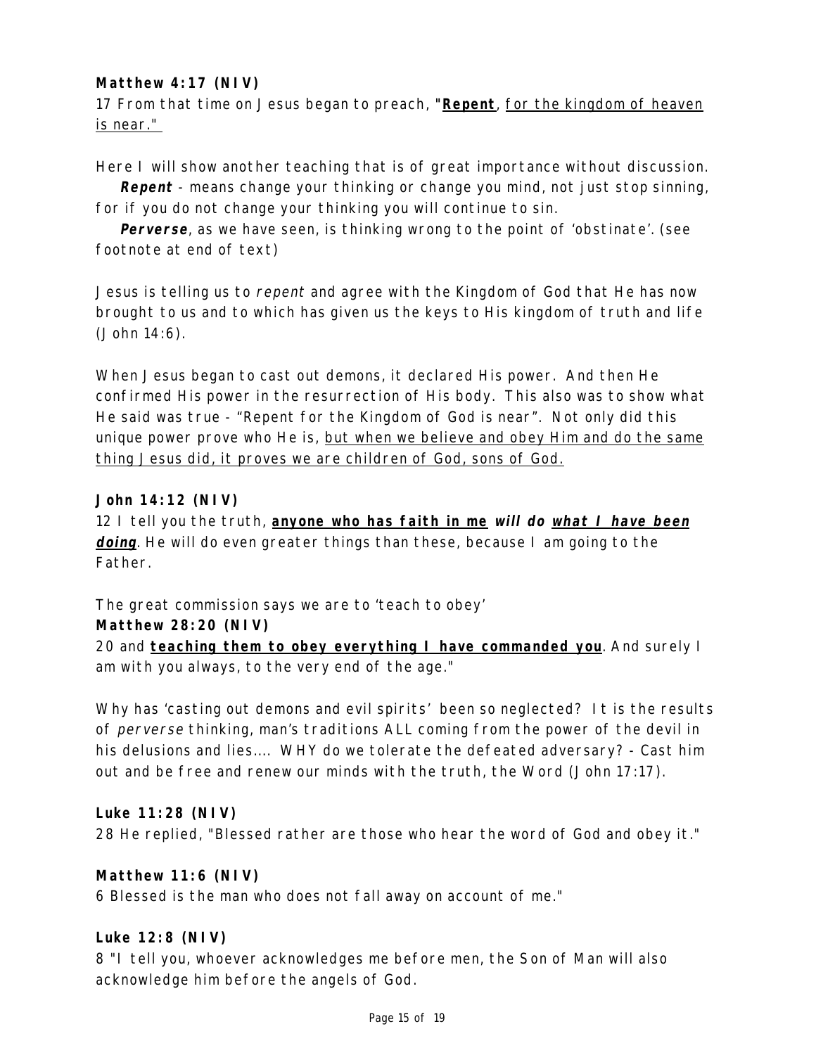**Matthew 4:17 (NIV)**
17 From that time on Jesus began to preach, "**<u>Repent</u>**, <u>for the kingdom of heaven is near."</u>

Here I will show another teaching that is of great importance without discussion.
 ***Repent*** - means change your thinking or change you mind, not just stop sinning, for if you do not change your thinking you will continue to sin.
 ***Perverse***, as we have seen, is thinking wrong to the point of 'obstinate'. (see footnote at end of text)

Jesus is telling us to *repent* and agree with the Kingdom of God that He has now brought to us and to which has given us the keys to His kingdom of truth and life (John 14:6).

When Jesus began to cast out demons, it declared His power. And then He confirmed His power in the resurrection of His body. This also was to show what He said was true - "Repent for the Kingdom of God is near". Not only did this unique power prove who He is, <u>but when we believe and obey Him and do the same thing Jesus did, it proves we are children of God, sons of God.</u>

**John 14:12 (NIV)**
12 I tell you the truth, **<u>anyone who has faith in me</u>** ***will do*** ***<u>what I have been doing</u>***. He will do even greater things than these, because I am going to the Father.

The great commission says we are to 'teach to obey'
**Matthew 28:20 (NIV)**
20 and **<u>teaching them to obey everything I have commanded you</u>**. And surely I am with you always, to the very end of the age."

Why has 'casting out demons and evil spirits' been so neglected? It is the results of *perverse* thinking, man's traditions ALL coming from the power of the devil in his delusions and lies.... WHY do we tolerate the defeated adversary? - Cast him out and be free and renew our minds with the truth, the Word (John 17:17).

**Luke 11:28 (NIV)**
28 He replied, "Blessed rather are those who hear the word of God and obey it."

**Matthew 11:6 (NIV)**
6 Blessed is the man who does not fall away on account of me."

**Luke 12:8 (NIV)**
8 "I tell you, whoever acknowledges me before men, the Son of Man will also acknowledge him before the angels of God.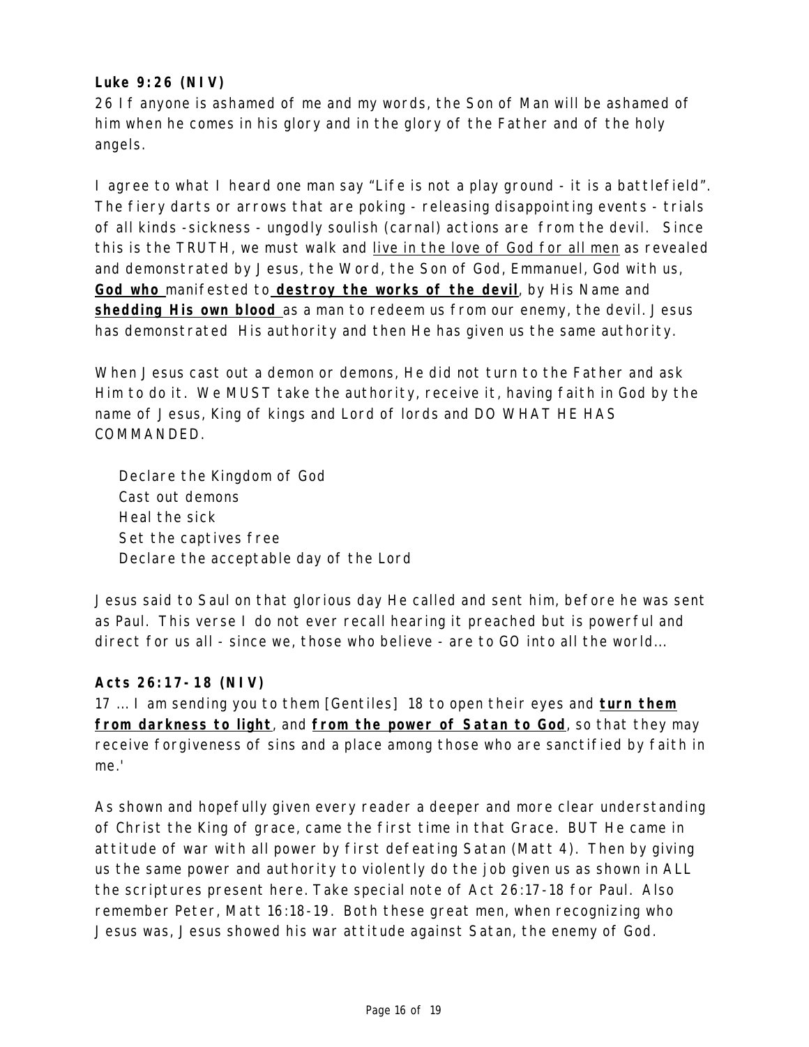**Luke 9:26 (NIV)**

26 If anyone is ashamed of me and my words, the Son of Man will be ashamed of him when he comes in his glory and in the glory of the Father and of the holy angels.

I agree to what I heard one man say "Life is not a play ground - it is a battlefield". The fiery darts or arrows that are poking - releasing disappointing events - trials of all kinds -sickness - ungodly soulish (carnal) actions are from the devil. Since this is the TRUTH, we must walk and <u>live in the love of God for all men</u> as revealed and demonstrated by Jesus, the Word, the Son of God, Emmanuel, God with us, <u>**God who**</u> manifested to <u>**destroy the works of the devil**</u>, by His Name and <u>**shedding His own blood**</u> as a man to redeem us from our enemy, the devil. Jesus has demonstrated His authority and then He has given us the same authority.

When Jesus cast out a demon or demons, He did not turn to the Father and ask Him to do it. We MUST take the authority, receive it, having faith in God by the name of Jesus, King of kings and Lord of lords and DO WHAT HE HAS COMMANDED.

Declare the Kingdom of God
Cast out demons
Heal the sick
Set the captives free
Declare the acceptable day of the Lord

Jesus said to Saul on that glorious day He called and sent him, before he was sent as Paul. This verse I do not ever recall hearing it preached but is powerful and direct for us all - since we, those who believe - are to GO into all the world…

**Acts 26:17-18 (NIV)**

17 … I am sending you to them [Gentiles] 18 to open their eyes and <u>**turn them from darkness to light**</u>, and <u>**from the power of Satan to God**</u>, so that they may receive forgiveness of sins and a place among those who are sanctified by faith in me.'

As shown and hopefully given every reader a deeper and more clear understanding of Christ the King of grace, came the first time in that Grace. BUT He came in attitude of war with all power by first defeating Satan (Matt 4). Then by giving us the same power and authority to violently do the job given us as shown in ALL the scriptures present here. Take special note of Act 26:17-18 for Paul. Also remember Peter, Matt 16:18-19. Both these great men, when recognizing who Jesus was, Jesus showed his war attitude against Satan, the enemy of God.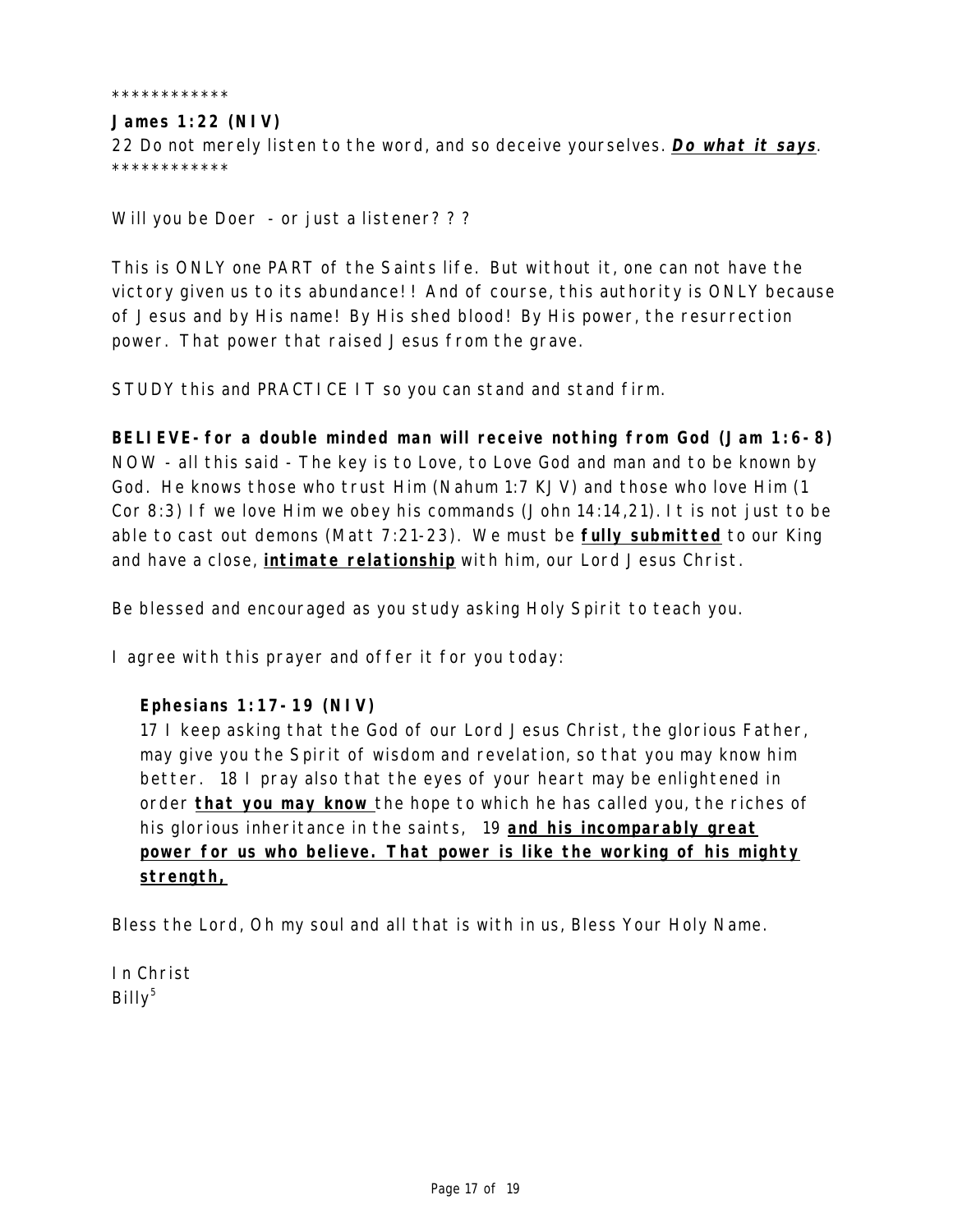************

**James 1:22 (NIV)**
22 Do not merely listen to the word, and so deceive yourselves. ***Do what it says***.
************

Will you be Doer - or just a listener???

This is ONLY one PART of the Saints life. But without it, one can not have the victory given us to its abundance!! And of course, this authority is ONLY because of Jesus and by His name! By His shed blood! By His power, the resurrection power. That power that raised Jesus from the grave.

STUDY this and PRACTICE IT so you can stand and stand firm.

**BELIEVE- for a double minded man will receive nothing from God (Jam 1:6-8)**
NOW - all this said - The key is to Love, to Love God and man and to be known by God. He knows those who trust Him (Nahum 1:7 KJV) and those who love Him (1 Cor 8:3) If we love Him we obey his commands (John 14:14,21). It is not just to be able to cast out demons (Matt 7:21-23). We must be **fully submitted** to our King and have a close, **intimate relationship** with him, our Lord Jesus Christ.

Be blessed and encouraged as you study asking Holy Spirit to teach you.

I agree with this prayer and offer it for you today:

> **Ephesians 1:17-19 (NIV)**
> 17 I keep asking that the God of our Lord Jesus Christ, the glorious Father, may give you the Spirit of wisdom and revelation, so that you may know him better. 18 I pray also that the eyes of your heart may be enlightened in order **that you may know** the hope to which he has called you, the riches of his glorious inheritance in the saints, 19 **and his incomparably great power for us who believe. That power is like the working of his mighty strength,**

Bless the Lord, Oh my soul and all that is with in us, Bless Your Holy Name.

In Christ
Billy[5]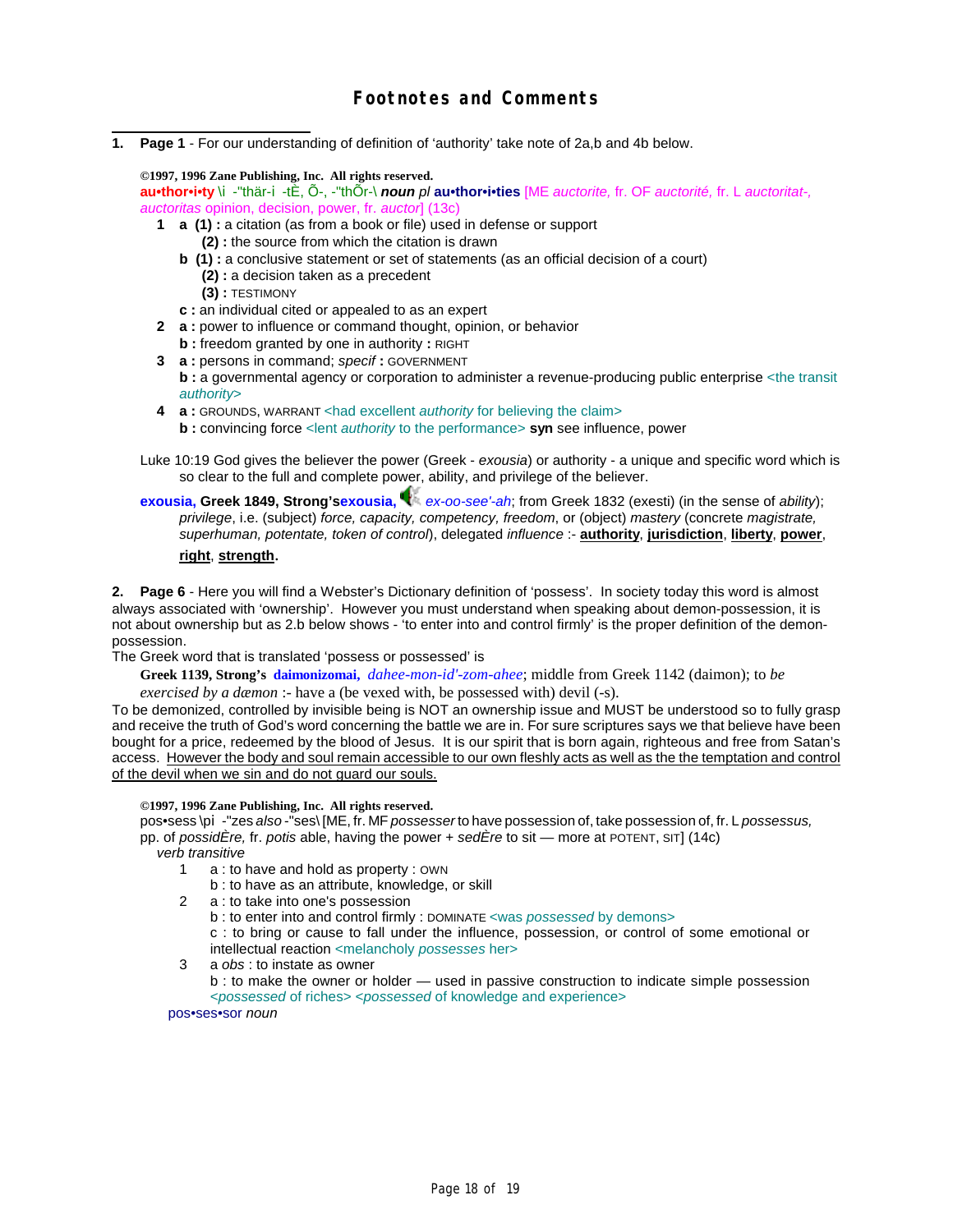# Footnotes and Comments

1. **Page 1** - For our understanding of definition of 'authority' take note of 2a,b and 4b below.

**©1997, 1996 Zane Publishing, Inc. All rights reserved.**

**au•thor•i•ty** \i -"thär-i -tÈ, Õ-, -"thÕr-\ ***noun*** *pl* **au•thor•i•ties** [ME *auctorite,* fr. OF *auctorité,* fr. L *auctoritat-, auctoritas* opinion, decision, power, fr. *auctor*] (13c)

- **1 a (1) :** a citation (as from a book or file) used in defense or support
  - **(2) :** the source from which the citation is drawn
  - **b (1) :** a conclusive statement or set of statements (as an official decision of a court)
  - **(2) :** a decision taken as a precedent
  - **(3) :** TESTIMONY
  - **c :** an individual cited or appealed to as an expert
- **2 a :** power to influence or command thought, opinion, or behavior
  - **b :** freedom granted by one in authority **:** RIGHT
- **3 a :** persons in command; *specif* **:** GOVERNMENT
  - **b :** a governmental agency or corporation to administer a revenue-producing public enterprise <the transit *authority*>
- **4 a :** GROUNDS, WARRANT <had excellent *authority* for believing the claim>
  - **b :** convincing force <lent *authority* to the performance> **syn** see influence, power

Luke 10:19 God gives the believer the power (Greek - *exousia*) or authority - a unique and specific word which is so clear to the full and complete power, ability, and privilege of the believer.

**exousia, Greek 1849, Strong's exousia,** *ex-oo-see'-ah*; from Greek 1832 (exesti) (in the sense of *ability*); *privilege*, i.e. (subject) *force, capacity, competency, freedom*, or (object) *mastery* (concrete *magistrate, superhuman, potentate, token of control*), delegated *influence* :- **authority**, **jurisdiction**, **liberty**, **power**, **right**, **strength.**

2. **Page 6** - Here you will find a Webster's Dictionary definition of 'possess'. In society today this word is almost always associated with 'ownership'. However you must understand when speaking about demon-possession, it is not about ownership but as 2.b below shows - 'to enter into and control firmly' is the proper definition of the demon-possession.

The Greek word that is translated 'possess or possessed' is

**Greek 1139, Strong's daimonizomai,** *dahee-mon-id'-zom-ahee*; middle from Greek 1142 (daimon); to *be exercised by a dæmon* :- have a (be vexed with, be possessed with) devil (-s).

To be demonized, controlled by invisible being is NOT an ownership issue and MUST be understood so to fully grasp and receive the truth of God's word concerning the battle we are in. For sure scriptures says we that believe have been bought for a price, redeemed by the blood of Jesus. It is our spirit that is born again, righteous and free from Satan's access. <u>However the body and soul remain accessible to our own fleshly acts as well as the the temptation and control of the devil when we sin and do not guard our souls.</u>

**©1997, 1996 Zane Publishing, Inc. All rights reserved.**

pos•sess \pi -"zes *also* -"ses\ [ME, fr. MF *possesser* to have possession of, take possession of, fr. L *possessus,* pp. of *possidÈre,* fr. *potis* able, having the power + *sedÈre* to sit — more at POTENT, SIT] (14c)

*verb transitive*

- 1 a : to have and hold as property : OWN
  - b : to have as an attribute, knowledge, or skill
- 2 a : to take into one's possession
  - b : to enter into and control firmly : DOMINATE <was *possessed* by demons>
  - c : to bring or cause to fall under the influence, possession, or control of some emotional or intellectual reaction <melancholy *possesses* her>
- 3 a *obs* : to instate as owner
  - b : to make the owner or holder — used in passive construction to indicate simple possession <*possessed* of riches> <*possessed* of knowledge and experience>

pos•ses•sor *noun*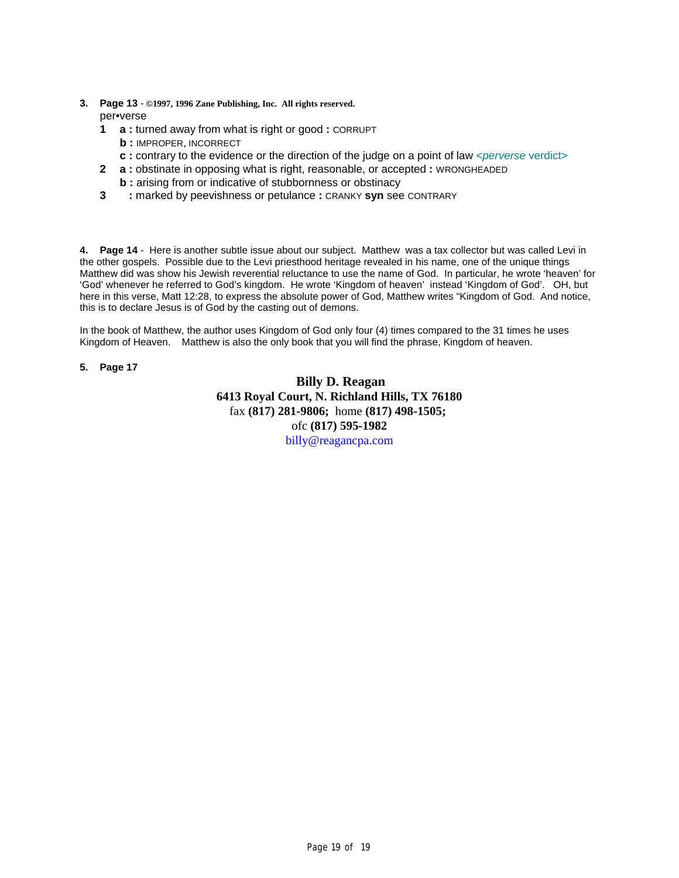3. **Page 13** - **©1997, 1996 Zane Publishing, Inc. All rights reserved.**
per•verse

**1** **a :** turned away from what is right or good **:** CORRUPT
**b :** IMPROPER, INCORRECT
**c :** contrary to the evidence or the direction of the judge on a point of law <*perverse* verdict>

**2** **a :** obstinate in opposing what is right, reasonable, or accepted **:** WRONGHEADED
**b :** arising from or indicative of stubbornness or obstinacy

**3** **:** marked by peevishness or petulance **:** CRANKY **syn** see CONTRARY

4. **Page 14** - Here is another subtle issue about our subject. Matthew was a tax collector but was called Levi in the other gospels. Possible due to the Levi priesthood heritage revealed in his name, one of the unique things Matthew did was show his Jewish reverential reluctance to use the name of God. In particular, he wrote 'heaven' for 'God' whenever he referred to God's kingdom. He wrote 'Kingdom of heaven' instead 'Kingdom of God'. OH, but here in this verse, Matt 12:28, to express the absolute power of God, Matthew writes "Kingdom of God. And notice, this is to declare Jesus is of God by the casting out of demons.

In the book of Matthew, the author uses Kingdom of God only four (4) times compared to the 31 times he uses Kingdom of Heaven. Matthew is also the only book that you will find the phrase, Kingdom of heaven.

5. **Page 17**

**Billy D. Reagan**
**6413 Royal Court, N. Richland Hills, TX 76180**
fax **(817) 281-9806;** home **(817) 498-1505;**
ofc **(817) 595-1982**
billy@reagancpa.com